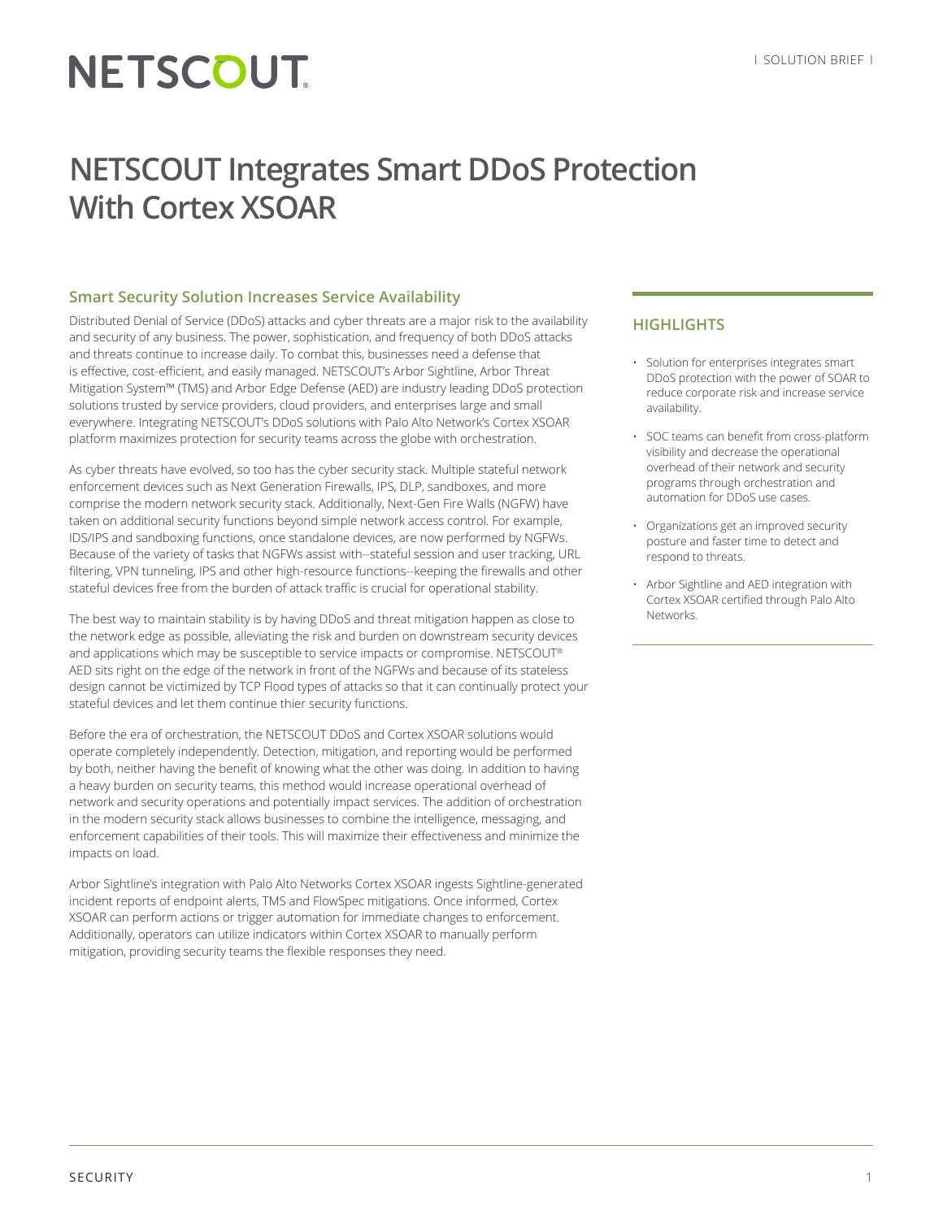NETSCOUT

| SOLUTION BRIEF |

# NETSCOUT Integrates Smart DDoS Protection With Cortex XSOAR

## Smart Security Solution Increases Service Availability

Distributed Denial of Service (DDoS) attacks and cyber threats are a major risk to the availability and security of any business. The power, sophistication, and frequency of both DDoS attacks and threats continue to increase daily. To combat this, businesses need a defense that is effective, cost-efficient, and easily managed. NETSCOUT's Arbor Sightline, Arbor Threat Mitigation System™ (TMS) and Arbor Edge Defense (AED) are industry leading DDoS protection solutions trusted by service providers, cloud providers, and enterprises large and small everywhere. Integrating NETSCOUT's DDoS solutions with Palo Alto Network's Cortex XSOAR platform maximizes protection for security teams across the globe with orchestration.

As cyber threats have evolved, so too has the cyber security stack. Multiple stateful network enforcement devices such as Next Generation Firewalls, IPS, DLP, sandboxes, and more comprise the modern network security stack. Additionally, Next-Gen Fire Walls (NGFW) have taken on additional security functions beyond simple network access control. For example, IDS/IPS and sandboxing functions, once standalone devices, are now performed by NGFWs. Because of the variety of tasks that NGFWs assist with--stateful session and user tracking, URL filtering, VPN tunneling, IPS and other high-resource functions--keeping the firewalls and other stateful devices free from the burden of attack traffic is crucial for operational stability.

The best way to maintain stability is by having DDoS and threat mitigation happen as close to the network edge as possible, alleviating the risk and burden on downstream security devices and applications which may be susceptible to service impacts or compromise. NETSCOUT® AED sits right on the edge of the network in front of the NGFWs and because of its stateless design cannot be victimized by TCP Flood types of attacks so that it can continually protect your stateful devices and let them continue thier security functions.

Before the era of orchestration, the NETSCOUT DDoS and Cortex XSOAR solutions would operate completely independently. Detection, mitigation, and reporting would be performed by both, neither having the benefit of knowing what the other was doing. In addition to having a heavy burden on security teams, this method would increase operational overhead of network and security operations and potentially impact services. The addition of orchestration in the modern security stack allows businesses to combine the intelligence, messaging, and enforcement capabilities of their tools. This will maximize their effectiveness and minimize the impacts on load.

Arbor Sightline's integration with Palo Alto Networks Cortex XSOAR ingests Sightline-generated incident reports of endpoint alerts, TMS and FlowSpec mitigations. Once informed, Cortex XSOAR can perform actions or trigger automation for immediate changes to enforcement. Additionally, operators can utilize indicators within Cortex XSOAR to manually perform mitigation, providing security teams the flexible responses they need.

## HIGHLIGHTS

- Solution for enterprises integrates smart DDoS protection with the power of SOAR to reduce corporate risk and increase service availability.
- SOC teams can benefit from cross-platform visibility and decrease the operational overhead of their network and security programs through orchestration and automation for DDoS use cases.
- Organizations get an improved security posture and faster time to detect and respond to threats.
- Arbor Sightline and AED integration with Cortex XSOAR certified through Palo Alto Networks.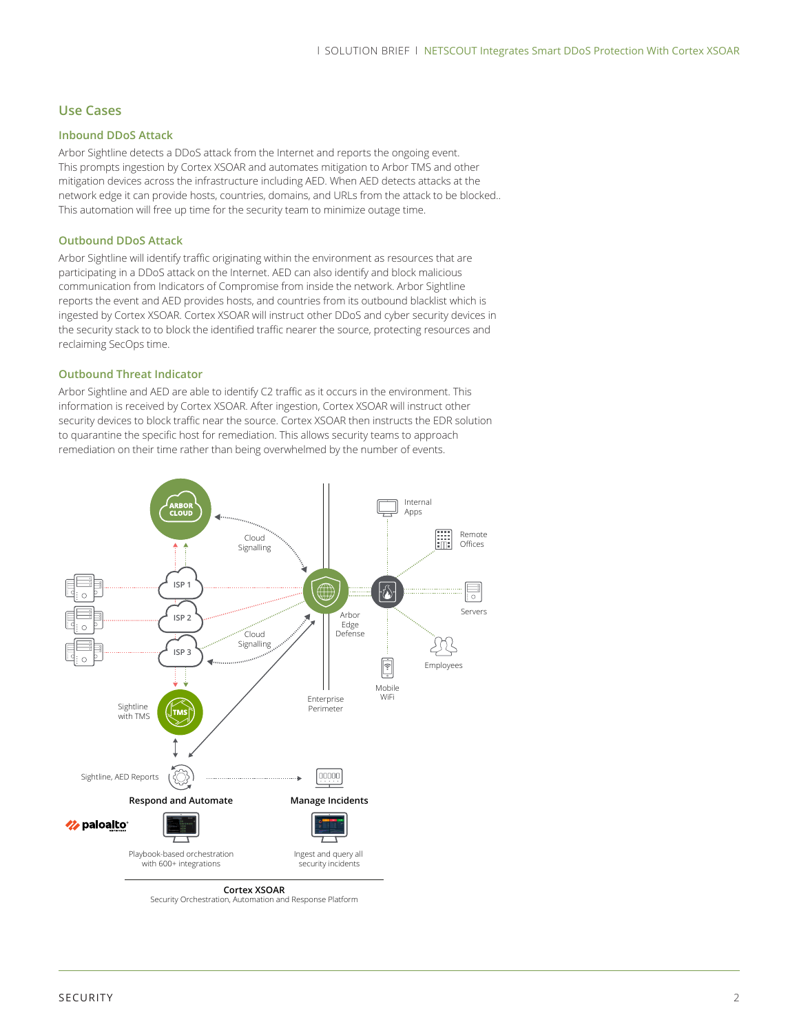## Use Cases

### Inbound DDoS Attack

Arbor Sightline detects a DDoS attack from the Internet and reports the ongoing event. This prompts ingestion by Cortex XSOAR and automates mitigation to Arbor TMS and other mitigation devices across the infrastructure including AED. When AED detects attacks at the network edge it can provide hosts, countries, domains, and URLs from the attack to be blocked.. This automation will free up time for the security team to minimize outage time.

### Outbound DDoS Attack

Arbor Sightline will identify traffic originating within the environment as resources that are participating in a DDoS attack on the Internet. AED can also identify and block malicious communication from Indicators of Compromise from inside the network. Arbor Sightline reports the event and AED provides hosts, and countries from its outbound blacklist which is ingested by Cortex XSOAR. Cortex XSOAR will instruct other DDoS and cyber security devices in the security stack to to block the identified traffic nearer the source, protecting resources and reclaiming SecOps time.

### Outbound Threat Indicator

Arbor Sightline and AED are able to identify C2 traffic as it occurs in the environment. This information is received by Cortex XSOAR. After ingestion, Cortex XSOAR will instruct other security devices to block traffic near the source. Cortex XSOAR then instructs the EDR solution to quarantine the specific host for remediation. This allows security teams to approach remediation on their time rather than being overwhelmed by the number of events.

ARBOR CLOUD

Cloud Signalling

ISP 1

ISP 2

ISP 3

Cloud Signalling

Arbor Edge Defense

Enterprise Perimeter

Internal Apps

Remote Offices

Servers

Employees

Mobile WiFi

Sightline with TMS

Sightline, AED Reports

**Respond and Automate**

**Manage Incidents**

paloalto

Playbook-based orchestration with 600+ integrations

Ingest and query all security incidents

**Cortex XSOAR**
Security Orchestration, Automation and Response Platform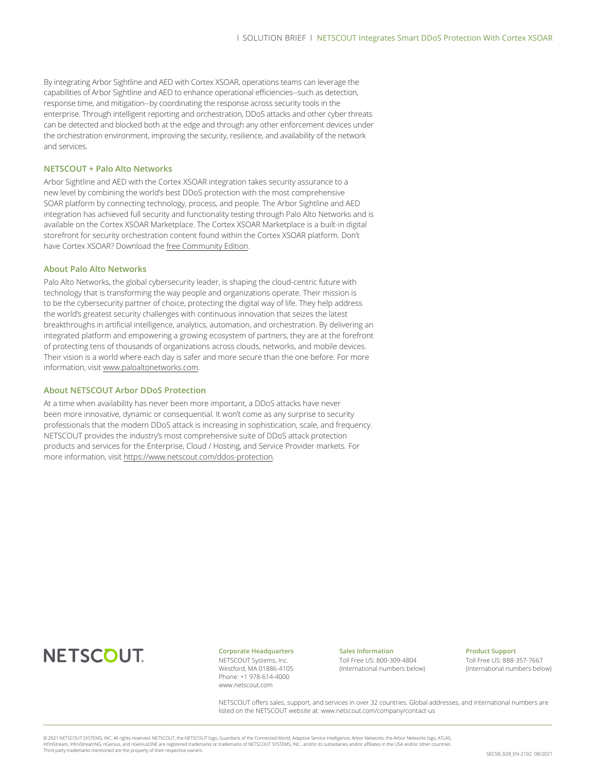By integrating Arbor Sightline and AED with Cortex XSOAR, operations teams can leverage the capabilities of Arbor Sightline and AED to enhance operational efficiencies--such as detection, response time, and mitigation--by coordinating the response across security tools in the enterprise. Through intelligent reporting and orchestration, DDoS attacks and other cyber threats can be detected and blocked both at the edge and through any other enforcement devices under the orchestration environment, improving the security, resilience, and availability of the network and services.

### NETSCOUT + Palo Alto Networks

Arbor Sightline and AED with the Cortex XSOAR integration takes security assurance to a new level by combining the world's best DDoS protection with the most comprehensive SOAR platform by connecting technology, process, and people. The Arbor Sightline and AED integration has achieved full security and functionality testing through Palo Alto Networks and is available on the Cortex XSOAR Marketplace. The Cortex XSOAR Marketplace is a built-in digital storefront for security orchestration content found within the Cortex XSOAR platform. Don't have Cortex XSOAR? Download the free Community Edition.

### About Palo Alto Networks

Palo Alto Networks, the global cybersecurity leader, is shaping the cloud-centric future with technology that is transforming the way people and organizations operate. Their mission is to be the cybersecurity partner of choice, protecting the digital way of life. They help address the world's greatest security challenges with continuous innovation that seizes the latest breakthroughs in artificial intelligence, analytics, automation, and orchestration. By delivering an integrated platform and empowering a growing ecosystem of partners, they are at the forefront of protecting tens of thousands of organizations across clouds, networks, and mobile devices. Their vision is a world where each day is safer and more secure than the one before. For more information, visit www.paloaltonetworks.com.

### About NETSCOUT Arbor DDoS Protection

At a time when availability has never been more important, a DDoS attacks have never been more innovative, dynamic or consequential. It won't come as any surprise to security professionals that the modern DDoS attack is increasing in sophistication, scale, and frequency. NETSCOUT provides the industry's most comprehensive suite of DDoS attack protection products and services for the Enterprise, Cloud / Hosting, and Service Provider markets. For more information, visit https://www.netscout.com/ddos-protection.

NETSCOUT

**Corporate Headquarters**
NETSCOUT Systems, Inc.
Westford, MA 01886-4105
Phone: +1 978-614-4000
www.netscout.com

**Sales Information**
Toll Free US: 800-309-4804
(International numbers below)

**Product Support**
Toll Free US: 888-357-7667
(International numbers below)

NETSCOUT offers sales, support, and services in over 32 countries. Global addresses, and international numbers are listed on the NETSCOUT website at: www.netscout.com/company/contact-us

© 2021 NETSCOUT SYSTEMS, INC. All rights reserved. NETSCOUT, the NETSCOUT logo, Guardians of the Connected World, Adaptive Service Intelligence, Arbor Networks, the Arbor Networks logo, ATLAS, InfiniStream, InfiniStreamNG, nGenius, and nGeniusONE are registered trademarks or trademarks of NETSCOUT SYSTEMS, INC., and/or its subsidiaries and/or affiliates in the USA and/or other countries. Third-party trademarks mentioned are the property of their respective owners.

SECSB_028_EN-2102 08/2021